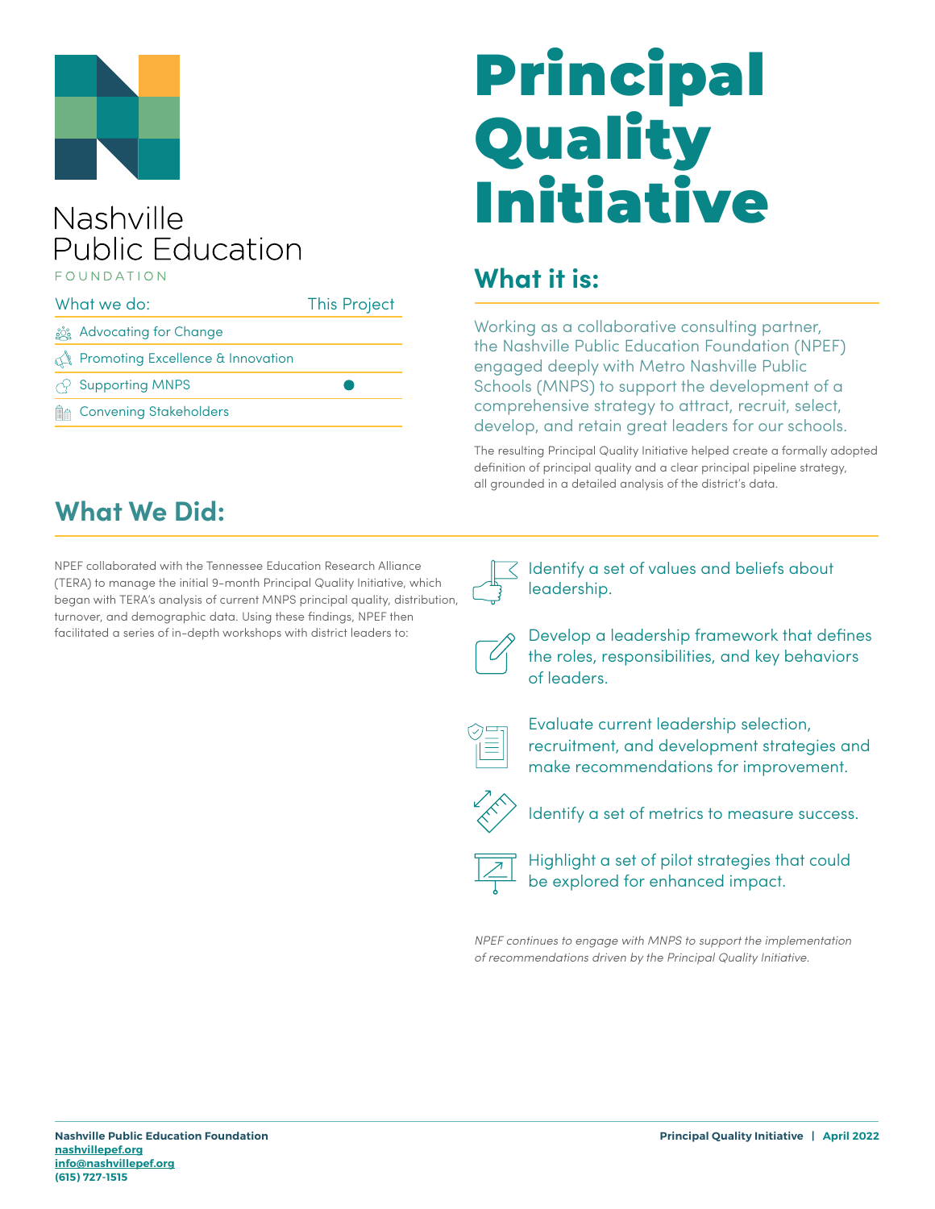Nashville Public Education FOUNDATION

| What we do: | This Project |
| --- | --- |
| Advocating for Change | |
| Promoting Excellence & Innovation | |
| Supporting MNPS | ● |
| Convening Stakeholders | |

# Principal Quality Initiative

## What it is:

Working as a collaborative consulting partner, the Nashville Public Education Foundation (NPEF) engaged deeply with Metro Nashville Public Schools (MNPS) to support the development of a comprehensive strategy to attract, recruit, select, develop, and retain great leaders for our schools.

The resulting Principal Quality Initiative helped create a formally adopted definition of principal quality and a clear principal pipeline strategy, all grounded in a detailed analysis of the district's data.

## What We Did:

NPEF collaborated with the Tennessee Education Research Alliance (TERA) to manage the initial 9-month Principal Quality Initiative, which began with TERA's analysis of current MNPS principal quality, distribution, turnover, and demographic data. Using these findings, NPEF then facilitated a series of in-depth workshops with district leaders to:

- Identify a set of values and beliefs about leadership.
- Develop a leadership framework that defines the roles, responsibilities, and key behaviors of leaders.
- Evaluate current leadership selection, recruitment, and development strategies and make recommendations for improvement.
- Identify a set of metrics to measure success.
- Highlight a set of pilot strategies that could be explored for enhanced impact.

*NPEF continues to engage with MNPS to support the implementation of recommendations driven by the Principal Quality Initiative.*

**Nashville Public Education Foundation**
**nashvillepef.org**
**info@nashvillepef.org**
**(615) 727-1515**

**Principal Quality Initiative | April 2022**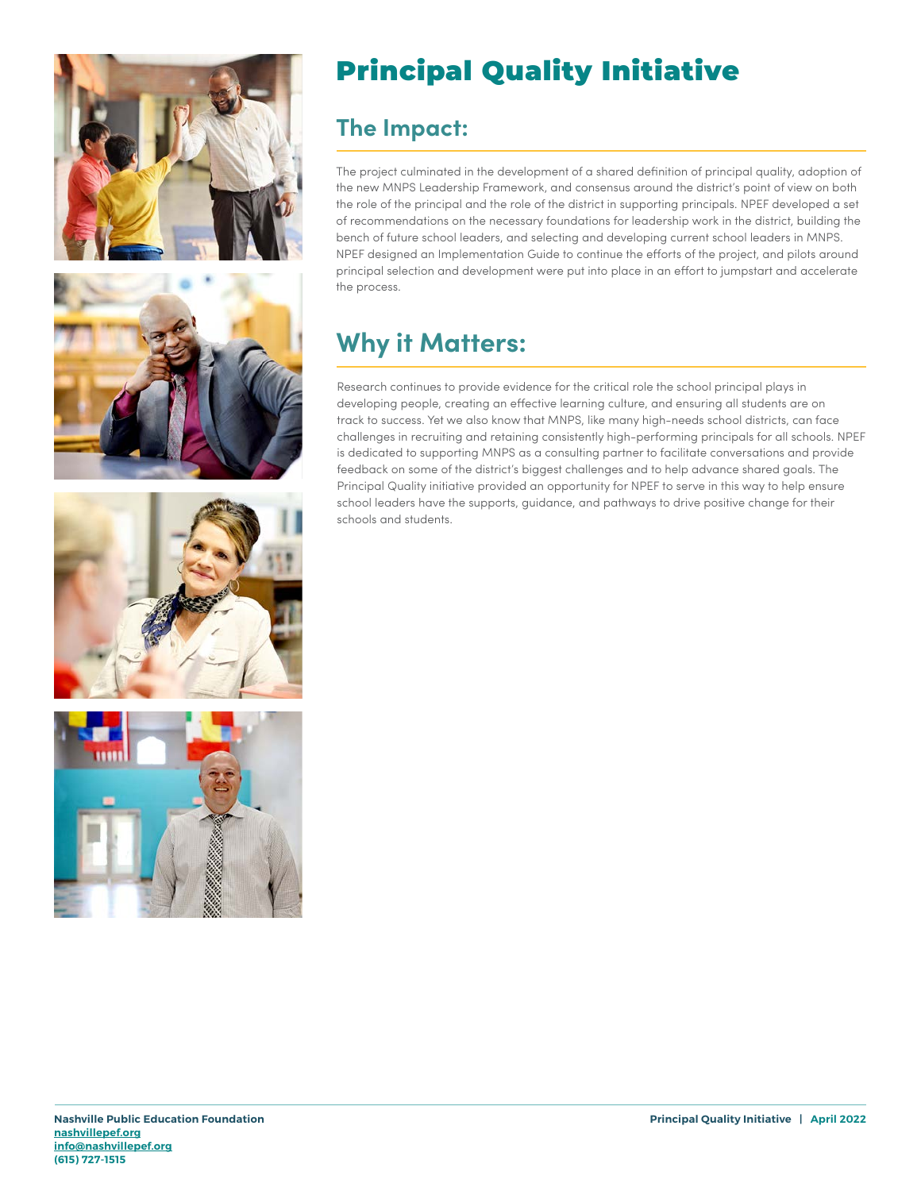# Principal Quality Initiative

## The Impact:

The project culminated in the development of a shared definition of principal quality, adoption of the new MNPS Leadership Framework, and consensus around the district's point of view on both the role of the principal and the role of the district in supporting principals. NPEF developed a set of recommendations on the necessary foundations for leadership work in the district, building the bench of future school leaders, and selecting and developing current school leaders in MNPS. NPEF designed an Implementation Guide to continue the efforts of the project, and pilots around principal selection and development were put into place in an effort to jumpstart and accelerate the process.

## Why it Matters:

Research continues to provide evidence for the critical role the school principal plays in developing people, creating an effective learning culture, and ensuring all students are on track to success. Yet we also know that MNPS, like many high-needs school districts, can face challenges in recruiting and retaining consistently high-performing principals for all schools. NPEF is dedicated to supporting MNPS as a consulting partner to facilitate conversations and provide feedback on some of the district's biggest challenges and to help advance shared goals. The Principal Quality initiative provided an opportunity for NPEF to serve in this way to help ensure school leaders have the supports, guidance, and pathways to drive positive change for their schools and students.

**Nashville Public Education Foundation**
nashvillepef.org
info@nashvillepef.org
(615) 727-1515

**Principal Quality Initiative | April 2022**